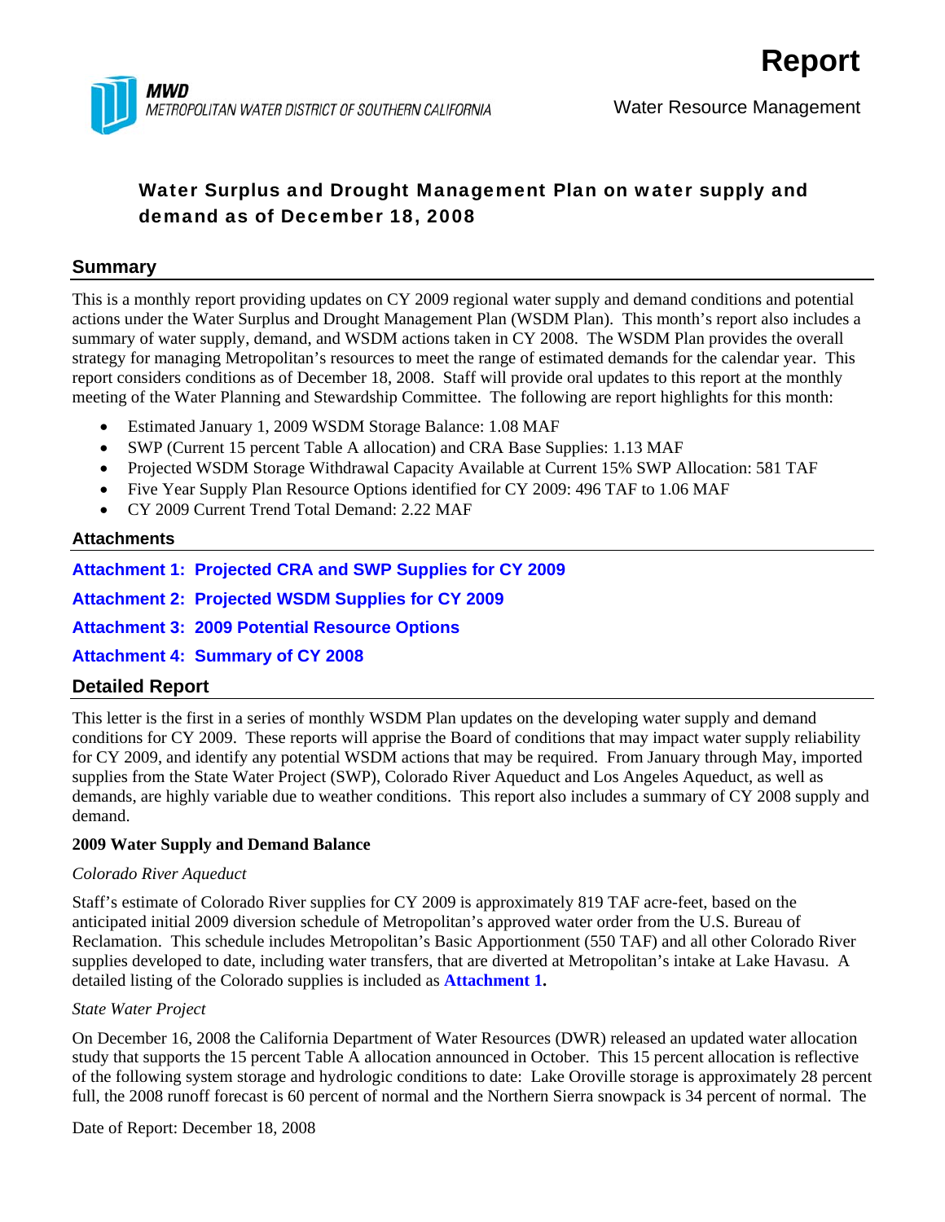# Report

MWD
METROPOLITAN WATER DISTRICT OF SOUTHERN CALIFORNIA

Water Resource Management

## Water Surplus and Drought Management Plan on water supply and demand as of December 18, 2008

## Summary

This is a monthly report providing updates on CY 2009 regional water supply and demand conditions and potential actions under the Water Surplus and Drought Management Plan (WSDM Plan). This month's report also includes a summary of water supply, demand, and WSDM actions taken in CY 2008. The WSDM Plan provides the overall strategy for managing Metropolitan's resources to meet the range of estimated demands for the calendar year. This report considers conditions as of December 18, 2008. Staff will provide oral updates to this report at the monthly meeting of the Water Planning and Stewardship Committee. The following are report highlights for this month:

- Estimated January 1, 2009 WSDM Storage Balance: 1.08 MAF
- SWP (Current 15 percent Table A allocation) and CRA Base Supplies: 1.13 MAF
- Projected WSDM Storage Withdrawal Capacity Available at Current 15% SWP Allocation: 581 TAF
- Five Year Supply Plan Resource Options identified for CY 2009: 496 TAF to 1.06 MAF
- CY 2009 Current Trend Total Demand: 2.22 MAF

### Attachments

**Attachment 1: Projected CRA and SWP Supplies for CY 2009**

**Attachment 2: Projected WSDM Supplies for CY 2009**

**Attachment 3: 2009 Potential Resource Options**

**Attachment 4: Summary of CY 2008**

## Detailed Report

This letter is the first in a series of monthly WSDM Plan updates on the developing water supply and demand conditions for CY 2009. These reports will apprise the Board of conditions that may impact water supply reliability for CY 2009, and identify any potential WSDM actions that may be required. From January through May, imported supplies from the State Water Project (SWP), Colorado River Aqueduct and Los Angeles Aqueduct, as well as demands, are highly variable due to weather conditions. This report also includes a summary of CY 2008 supply and demand.

**2009 Water Supply and Demand Balance**

*Colorado River Aqueduct*

Staff's estimate of Colorado River supplies for CY 2009 is approximately 819 TAF acre-feet, based on the anticipated initial 2009 diversion schedule of Metropolitan's approved water order from the U.S. Bureau of Reclamation. This schedule includes Metropolitan's Basic Apportionment (550 TAF) and all other Colorado River supplies developed to date, including water transfers, that are diverted at Metropolitan's intake at Lake Havasu. A detailed listing of the Colorado supplies is included as **Attachment 1.**

*State Water Project*

On December 16, 2008 the California Department of Water Resources (DWR) released an updated water allocation study that supports the 15 percent Table A allocation announced in October. This 15 percent allocation is reflective of the following system storage and hydrologic conditions to date: Lake Oroville storage is approximately 28 percent full, the 2008 runoff forecast is 60 percent of normal and the Northern Sierra snowpack is 34 percent of normal. The

Date of Report: December 18, 2008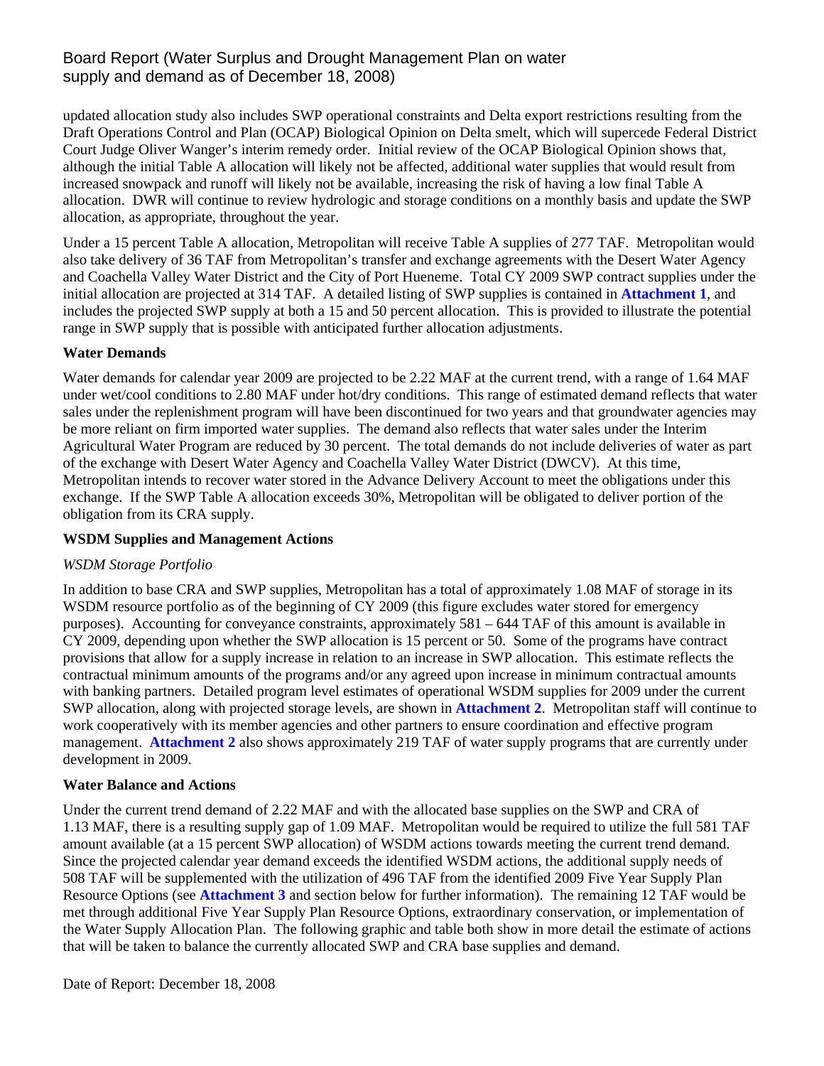updated allocation study also includes SWP operational constraints and Delta export restrictions resulting from the Draft Operations Control and Plan (OCAP) Biological Opinion on Delta smelt, which will supercede Federal District Court Judge Oliver Wanger's interim remedy order. Initial review of the OCAP Biological Opinion shows that, although the initial Table A allocation will likely not be affected, additional water supplies that would result from increased snowpack and runoff will likely not be available, increasing the risk of having a low final Table A allocation. DWR will continue to review hydrologic and storage conditions on a monthly basis and update the SWP allocation, as appropriate, throughout the year.

Under a 15 percent Table A allocation, Metropolitan will receive Table A supplies of 277 TAF. Metropolitan would also take delivery of 36 TAF from Metropolitan's transfer and exchange agreements with the Desert Water Agency and Coachella Valley Water District and the City of Port Hueneme. Total CY 2009 SWP contract supplies under the initial allocation are projected at 314 TAF. A detailed listing of SWP supplies is contained in **Attachment 1**, and includes the projected SWP supply at both a 15 and 50 percent allocation. This is provided to illustrate the potential range in SWP supply that is possible with anticipated further allocation adjustments.

**Water Demands**

Water demands for calendar year 2009 are projected to be 2.22 MAF at the current trend, with a range of 1.64 MAF under wet/cool conditions to 2.80 MAF under hot/dry conditions. This range of estimated demand reflects that water sales under the replenishment program will have been discontinued for two years and that groundwater agencies may be more reliant on firm imported water supplies. The demand also reflects that water sales under the Interim Agricultural Water Program are reduced by 30 percent. The total demands do not include deliveries of water as part of the exchange with Desert Water Agency and Coachella Valley Water District (DWCV). At this time, Metropolitan intends to recover water stored in the Advance Delivery Account to meet the obligations under this exchange. If the SWP Table A allocation exceeds 30%, Metropolitan will be obligated to deliver portion of the obligation from its CRA supply.

**WSDM Supplies and Management Actions**

*WSDM Storage Portfolio*

In addition to base CRA and SWP supplies, Metropolitan has a total of approximately 1.08 MAF of storage in its WSDM resource portfolio as of the beginning of CY 2009 (this figure excludes water stored for emergency purposes). Accounting for conveyance constraints, approximately 581 – 644 TAF of this amount is available in CY 2009, depending upon whether the SWP allocation is 15 percent or 50. Some of the programs have contract provisions that allow for a supply increase in relation to an increase in SWP allocation. This estimate reflects the contractual minimum amounts of the programs and/or any agreed upon increase in minimum contractual amounts with banking partners. Detailed program level estimates of operational WSDM supplies for 2009 under the current SWP allocation, along with projected storage levels, are shown in **Attachment 2**. Metropolitan staff will continue to work cooperatively with its member agencies and other partners to ensure coordination and effective program management. **Attachment 2** also shows approximately 219 TAF of water supply programs that are currently under development in 2009.

**Water Balance and Actions**

Under the current trend demand of 2.22 MAF and with the allocated base supplies on the SWP and CRA of 1.13 MAF, there is a resulting supply gap of 1.09 MAF. Metropolitan would be required to utilize the full 581 TAF amount available (at a 15 percent SWP allocation) of WSDM actions towards meeting the current trend demand. Since the projected calendar year demand exceeds the identified WSDM actions, the additional supply needs of 508 TAF will be supplemented with the utilization of 496 TAF from the identified 2009 Five Year Supply Plan Resource Options (see **Attachment 3** and section below for further information). The remaining 12 TAF would be met through additional Five Year Supply Plan Resource Options, extraordinary conservation, or implementation of the Water Supply Allocation Plan. The following graphic and table both show in more detail the estimate of actions that will be taken to balance the currently allocated SWP and CRA base supplies and demand.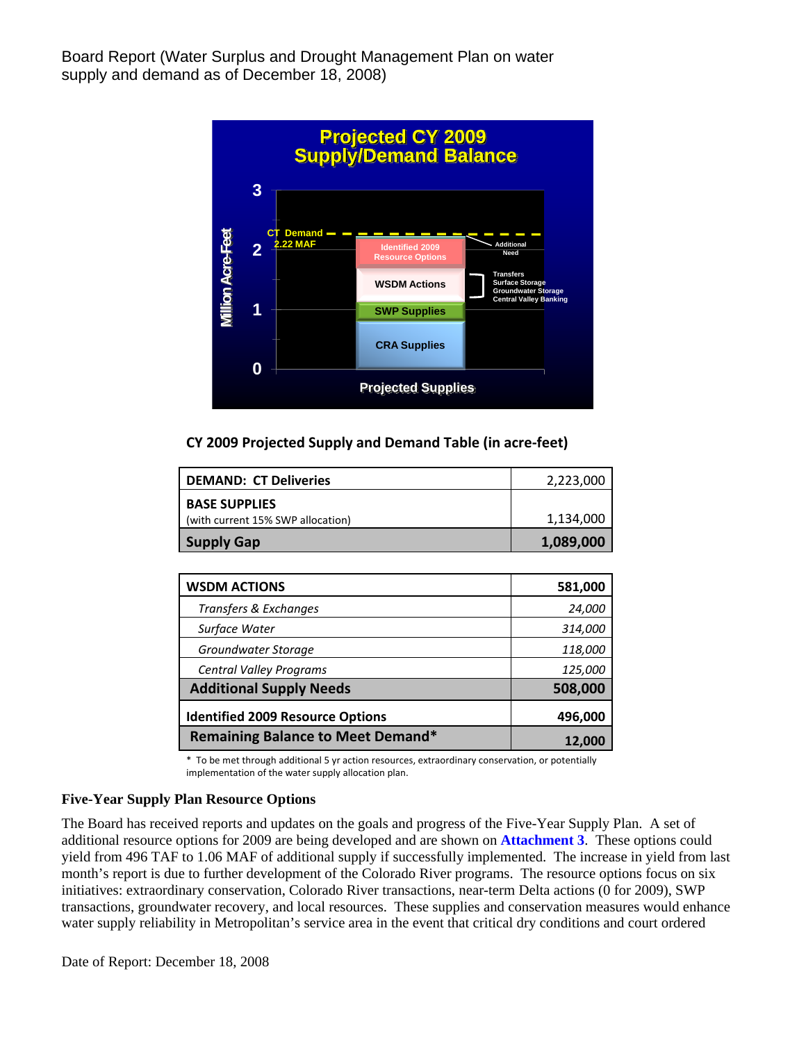Board Report (Water Surplus and Drought Management Plan on water supply and demand as of December 18, 2008)

**Projected CY 2009 Supply/Demand Balance**

Million Acre-Feet

CT Demand 2.22 MAF

Identified 2009 Resource Options — Additional Need

WSDM Actions — Transfers, Surface Storage, Groundwater Storage, Central Valley Banking

SWP Supplies

CRA Supplies

Projected Supplies

**CY 2009 Projected Supply and Demand Table (in acre-feet)**

| | |
|---|---|
| **DEMAND: CT Deliveries** | 2,223,000 |
| **BASE SUPPLIES** (with current 15% SWP allocation) | 1,134,000 |
| **Supply Gap** | **1,089,000** |

| | |
|---|---|
| **WSDM ACTIONS** | **581,000** |
| *Transfers & Exchanges* | *24,000* |
| *Surface Water* | *314,000* |
| *Groundwater Storage* | *118,000* |
| *Central Valley Programs* | *125,000* |
| **Additional Supply Needs** | **508,000** |
| **Identified 2009 Resource Options** | **496,000** |
| **Remaining Balance to Meet Demand*** | **12,000** |

\* To be met through additional 5 yr action resources, extraordinary conservation, or potentially implementation of the water supply allocation plan.

**Five-Year Supply Plan Resource Options**

The Board has received reports and updates on the goals and progress of the Five-Year Supply Plan. A set of additional resource options for 2009 are being developed and are shown on **Attachment 3**. These options could yield from 496 TAF to 1.06 MAF of additional supply if successfully implemented. The increase in yield from last month's report is due to further development of the Colorado River programs. The resource options focus on six initiatives: extraordinary conservation, Colorado River transactions, near-term Delta actions (0 for 2009), SWP transactions, groundwater recovery, and local resources. These supplies and conservation measures would enhance water supply reliability in Metropolitan's service area in the event that critical dry conditions and court ordered

Date of Report: December 18, 2008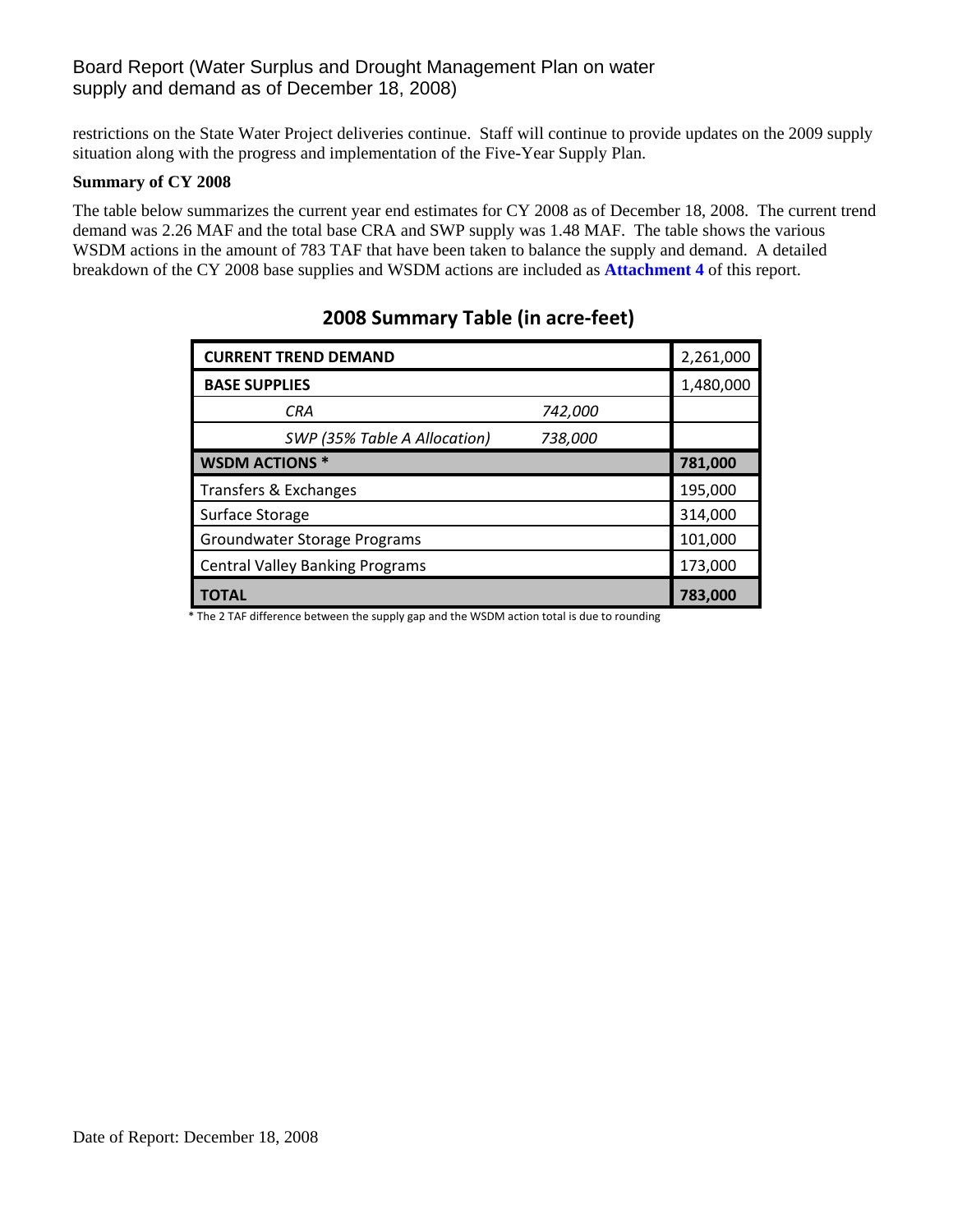restrictions on the State Water Project deliveries continue. Staff will continue to provide updates on the 2009 supply situation along with the progress and implementation of the Five-Year Supply Plan.

**Summary of CY 2008**

The table below summarizes the current year end estimates for CY 2008 as of December 18, 2008. The current trend demand was 2.26 MAF and the total base CRA and SWP supply was 1.48 MAF. The table shows the various WSDM actions in the amount of 783 TAF that have been taken to balance the supply and demand. A detailed breakdown of the CY 2008 base supplies and WSDM actions are included as **Attachment 4** of this report.

## 2008 Summary Table (in acre-feet)

| | | |
|---|---|---|
| **CURRENT TREND DEMAND** | | 2,261,000 |
| **BASE SUPPLIES** | | 1,480,000 |
| *CRA* | *742,000* | |
| *SWP (35% Table A Allocation)* | *738,000* | |
| **WSDM ACTIONS *** | | **781,000** |
| Transfers & Exchanges | | 195,000 |
| Surface Storage | | 314,000 |
| Groundwater Storage Programs | | 101,000 |
| Central Valley Banking Programs | | 173,000 |
| **TOTAL** | | **783,000** |

* The 2 TAF difference between the supply gap and the WSDM action total is due to rounding

Date of Report: December 18, 2008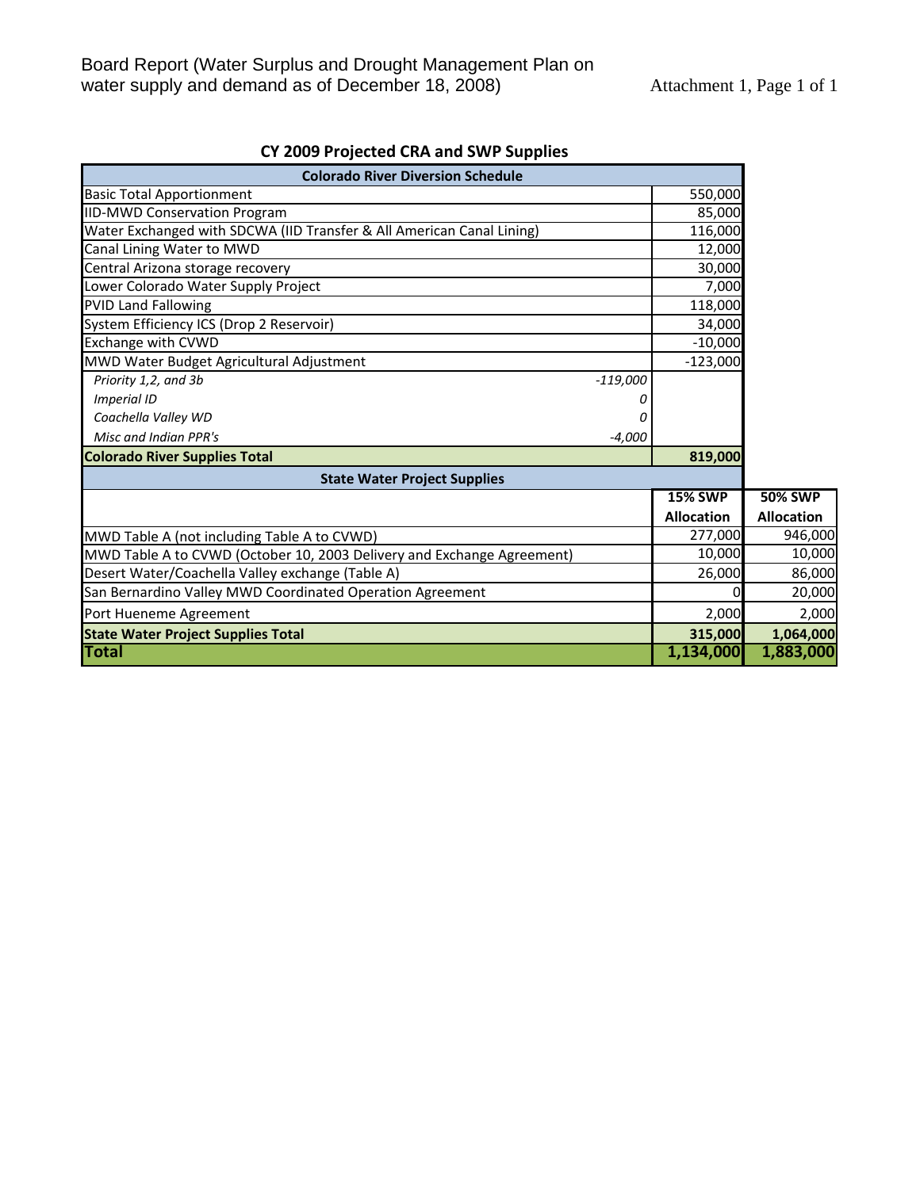Board Report (Water Surplus and Drought Management Plan on water supply and demand as of December 18, 2008)

Attachment 1, Page 1 of 1

## CY 2009 Projected CRA and SWP Supplies

| Colorado River Diversion Schedule | | | |
|---|---|---|---|
| Basic Total Apportionment | | 550,000 | |
| IID-MWD Conservation Program | | 85,000 | |
| Water Exchanged with SDCWA (IID Transfer & All American Canal Lining) | | 116,000 | |
| Canal Lining Water to MWD | | 12,000 | |
| Central Arizona storage recovery | | 30,000 | |
| Lower Colorado Water Supply Project | | 7,000 | |
| PVID Land Fallowing | | 118,000 | |
| System Efficiency ICS (Drop 2 Reservoir) | | 34,000 | |
| Exchange with CVWD | | -10,000 | |
| MWD Water Budget Agricultural Adjustment | | -123,000 | |
| *Priority 1,2, and 3b* | *-119,000* | | |
| *Imperial ID* | *0* | | |
| *Coachella Valley WD* | *0* | | |
| *Misc and Indian PPR's* | *-4,000* | | |
| **Colorado River Supplies Total** | | **819,000** | |
| **State Water Project Supplies** | | | |
| | | **15% SWP Allocation** | **50% SWP Allocation** |
| MWD Table A (not including Table A to CVWD) | | 277,000 | 946,000 |
| MWD Table A to CVWD (October 10, 2003 Delivery and Exchange Agreement) | | 10,000 | 10,000 |
| Desert Water/Coachella Valley exchange (Table A) | | 26,000 | 86,000 |
| San Bernardino Valley MWD Coordinated Operation Agreement | | 0 | 20,000 |
| Port Hueneme Agreement | | 2,000 | 2,000 |
| **State Water Project Supplies Total** | | **315,000** | **1,064,000** |
| **Total** | | **1,134,000** | **1,883,000** |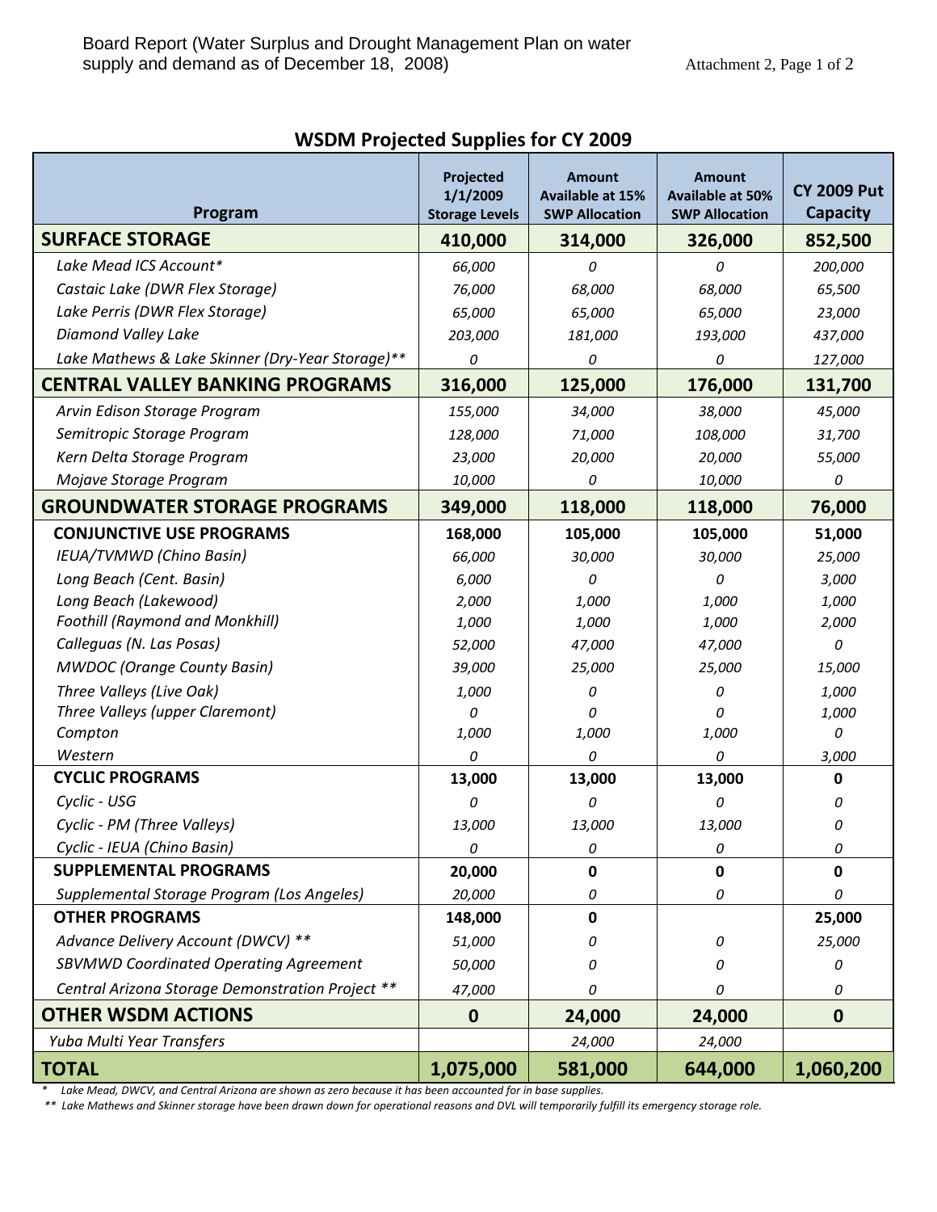Board Report (Water Surplus and Drought Management Plan on water supply and demand as of December 18, 2008)

Attachment 2, Page 1 of 2

## WSDM Projected Supplies for CY 2009

| Program | Projected 1/1/2009 Storage Levels | Amount Available at 15% SWP Allocation | Amount Available at 50% SWP Allocation | CY 2009 Put Capacity |
|---|---|---|---|---|
| **SURFACE STORAGE** | **410,000** | **314,000** | **326,000** | **852,500** |
| *Lake Mead ICS Account** | *66,000* | *0* | *0* | *200,000* |
| *Castaic Lake (DWR Flex Storage)* | *76,000* | *68,000* | *68,000* | *65,500* |
| *Lake Perris (DWR Flex Storage)* | *65,000* | *65,000* | *65,000* | *23,000* |
| *Diamond Valley Lake* | *203,000* | *181,000* | *193,000* | *437,000* |
| *Lake Mathews & Lake Skinner (Dry-Year Storage)*** | *0* | *0* | *0* | *127,000* |
| **CENTRAL VALLEY BANKING PROGRAMS** | **316,000** | **125,000** | **176,000** | **131,700** |
| *Arvin Edison Storage Program* | *155,000* | *34,000* | *38,000* | *45,000* |
| *Semitropic Storage Program* | *128,000* | *71,000* | *108,000* | *31,700* |
| *Kern Delta Storage Program* | *23,000* | *20,000* | *20,000* | *55,000* |
| *Mojave Storage Program* | *10,000* | *0* | *10,000* | *0* |
| **GROUNDWATER STORAGE PROGRAMS** | **349,000** | **118,000** | **118,000** | **76,000** |
| **CONJUNCTIVE USE PROGRAMS** | **168,000** | **105,000** | **105,000** | **51,000** |
| *IEUA/TVMWD (Chino Basin)* | *66,000* | *30,000* | *30,000* | *25,000* |
| *Long Beach (Cent. Basin)* | *6,000* | *0* | *0* | *3,000* |
| *Long Beach (Lakewood)* | *2,000* | *1,000* | *1,000* | *1,000* |
| *Foothill (Raymond and Monkhill)* | *1,000* | *1,000* | *1,000* | *2,000* |
| *Calleguas (N. Las Posas)* | *52,000* | *47,000* | *47,000* | *0* |
| *MWDOC (Orange County Basin)* | *39,000* | *25,000* | *25,000* | *15,000* |
| *Three Valleys (Live Oak)* | *1,000* | *0* | *0* | *1,000* |
| *Three Valleys (upper Claremont)* | *0* | *0* | *0* | *1,000* |
| *Compton* | *1,000* | *1,000* | *1,000* | *0* |
| *Western* | *0* | *0* | *0* | *3,000* |
| **CYCLIC PROGRAMS** | **13,000** | **13,000** | **13,000** | **0** |
| *Cyclic - USG* | *0* | *0* | *0* | *0* |
| *Cyclic - PM (Three Valleys)* | *13,000* | *13,000* | *13,000* | *0* |
| *Cyclic - IEUA (Chino Basin)* | *0* | *0* | *0* | *0* |
| **SUPPLEMENTAL PROGRAMS** | **20,000** | **0** | **0** | **0** |
| *Supplemental Storage Program (Los Angeles)* | *20,000* | *0* | *0* | *0* |
| **OTHER PROGRAMS** | **148,000** | **0** | | **25,000** |
| *Advance Delivery Account (DWCV) *** | *51,000* | *0* | *0* | *25,000* |
| *SBVMWD Coordinated Operating Agreement* | *50,000* | *0* | *0* | *0* |
| *Central Arizona Storage Demonstration Project *** | *47,000* | *0* | *0* | *0* |
| **OTHER WSDM ACTIONS** | **0** | **24,000** | **24,000** | **0** |
| *Yuba Multi Year Transfers* | | *24,000* | *24,000* | |
| **TOTAL** | **1,075,000** | **581,000** | **644,000** | **1,060,200** |

\* *Lake Mead, DWCV, and Central Arizona are shown as zero because it has been accounted for in base supplies.*

\*\* *Lake Mathews and Skinner storage have been drawn down for operational reasons and DVL will temporarily fulfill its emergency storage role.*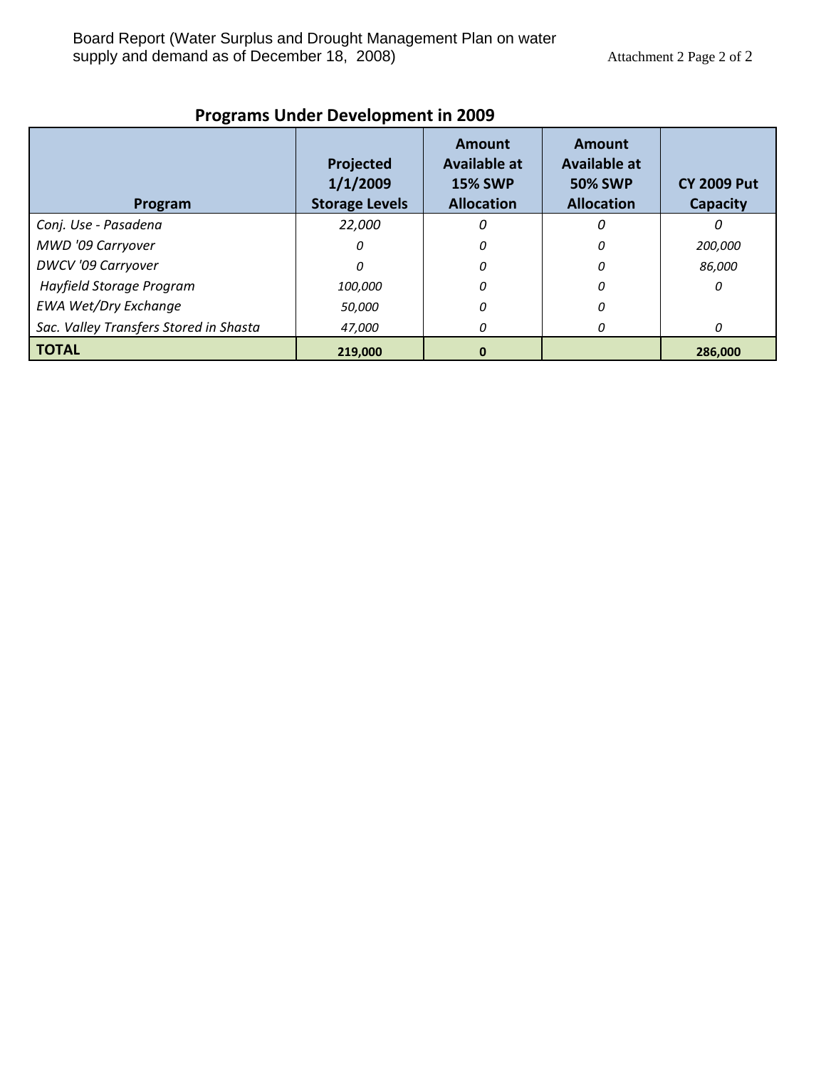Board Report (Water Surplus and Drought Management Plan on water supply and demand as of December 18, 2008)

Attachment 2 Page 2 of 2

## Programs Under Development in 2009

| Program | Projected 1/1/2009 Storage Levels | Amount Available at 15% SWP Allocation | Amount Available at 50% SWP Allocation | CY 2009 Put Capacity |
|---|---|---|---|---|
| *Conj. Use - Pasadena* | *22,000* | *0* | *0* | *0* |
| *MWD '09 Carryover* | *0* | *0* | *0* | *200,000* |
| *DWCV '09 Carryover* | *0* | *0* | *0* | *86,000* |
| *Hayfield Storage Program* | *100,000* | *0* | *0* | *0* |
| *EWA Wet/Dry Exchange* | *50,000* | *0* | *0* | |
| *Sac. Valley Transfers Stored in Shasta* | *47,000* | *0* | *0* | *0* |
| **TOTAL** | **219,000** | **0** | | **286,000** |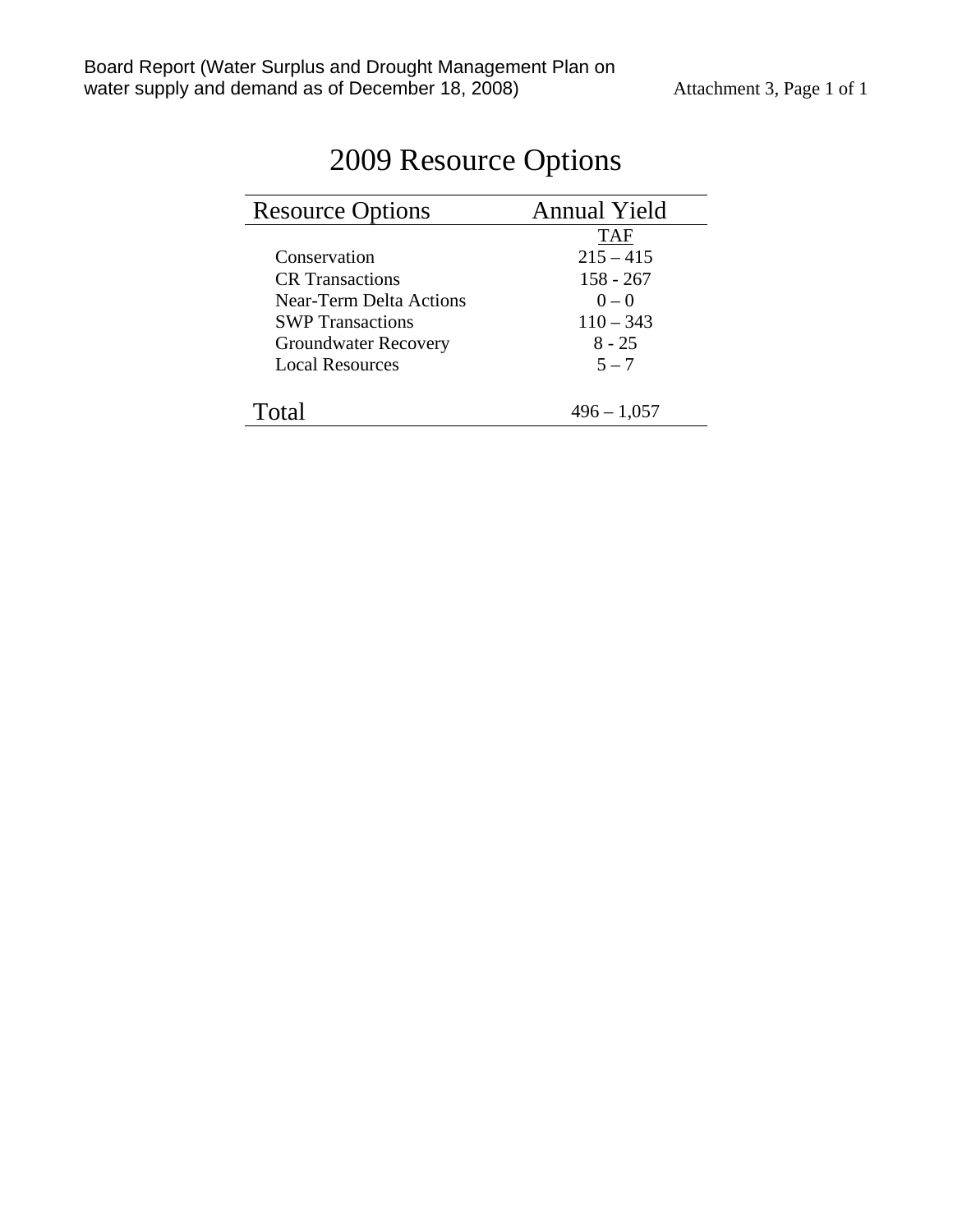# 2009 Resource Options

| Resource Options | Annual Yield |
|---|---|
| | TAF |
| Conservation | 215 – 415 |
| CR Transactions | 158 - 267 |
| Near-Term Delta Actions | 0 – 0 |
| SWP Transactions | 110 – 343 |
| Groundwater Recovery | 8 - 25 |
| Local Resources | 5 – 7 |
| Total | 496 – 1,057 |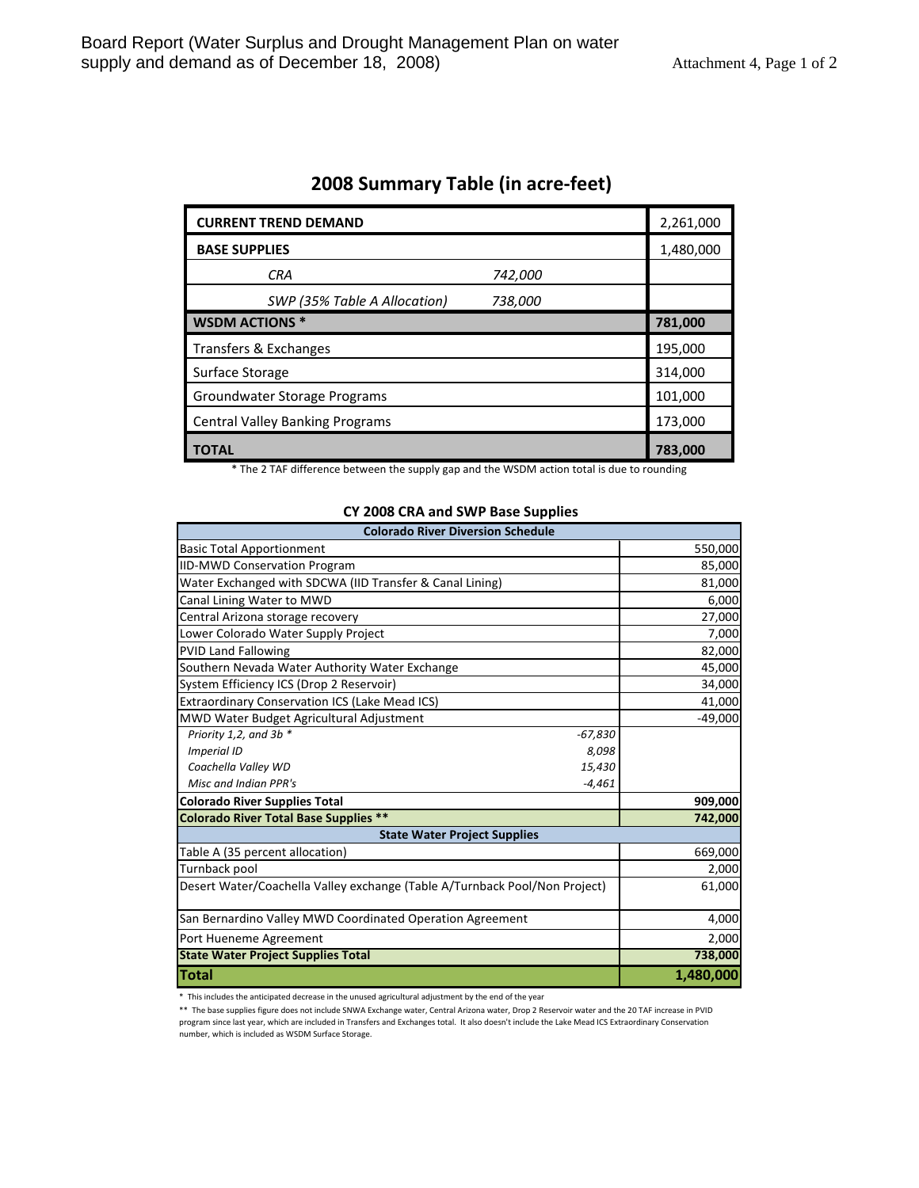Board Report (Water Surplus and Drought Management Plan on water supply and demand as of December 18, 2008)

Attachment 4, Page 1 of 2

## 2008 Summary Table (in acre-feet)

| | | |
|---|---|---|
| **CURRENT TREND DEMAND** | | 2,261,000 |
| **BASE SUPPLIES** | | 1,480,000 |
| *CRA* | *742,000* | |
| *SWP (35% Table A Allocation)* | *738,000* | |
| **WSDM ACTIONS *** | | **781,000** |
| Transfers & Exchanges | | 195,000 |
| Surface Storage | | 314,000 |
| Groundwater Storage Programs | | 101,000 |
| Central Valley Banking Programs | | 173,000 |
| **TOTAL** | | **783,000** |

* The 2 TAF difference between the supply gap and the WSDM action total is due to rounding

### CY 2008 CRA and SWP Base Supplies

| | | |
|---|---|---|
| **Colorado River Diversion Schedule** | | |
| Basic Total Apportionment | | 550,000 |
| IID-MWD Conservation Program | | 85,000 |
| Water Exchanged with SDCWA (IID Transfer & Canal Lining) | | 81,000 |
| Canal Lining Water to MWD | | 6,000 |
| Central Arizona storage recovery | | 27,000 |
| Lower Colorado Water Supply Project | | 7,000 |
| PVID Land Fallowing | | 82,000 |
| Southern Nevada Water Authority Water Exchange | | 45,000 |
| System Efficiency ICS (Drop 2 Reservoir) | | 34,000 |
| Extraordinary Conservation ICS (Lake Mead ICS) | | 41,000 |
| MWD Water Budget Agricultural Adjustment | | -49,000 |
| *Priority 1,2, and 3b ** | *-67,830* | |
| *Imperial ID* | *8,098* | |
| *Coachella Valley WD* | *15,430* | |
| *Misc and Indian PPR's* | *-4,461* | |
| **Colorado River Supplies Total** | | **909,000** |
| **Colorado River Total Base Supplies **** | | **742,000** |
| **State Water Project Supplies** | | |
| Table A (35 percent allocation) | | 669,000 |
| Turnback pool | | 2,000 |
| Desert Water/Coachella Valley exchange (Table A/Turnback Pool/Non Project) | | 61,000 |
| San Bernardino Valley MWD Coordinated Operation Agreement | | 4,000 |
| Port Hueneme Agreement | | 2,000 |
| **State Water Project Supplies Total** | | **738,000** |
| **Total** | | **1,480,000** |

* This includes the anticipated decrease in the unused agricultural adjustment by the end of the year

** The base supplies figure does not include SNWA Exchange water, Central Arizona water, Drop 2 Reservoir water and the 20 TAF increase in PVID program since last year, which are included in Transfers and Exchanges total. It also doesn't include the Lake Mead ICS Extraordinary Conservation number, which is included as WSDM Surface Storage.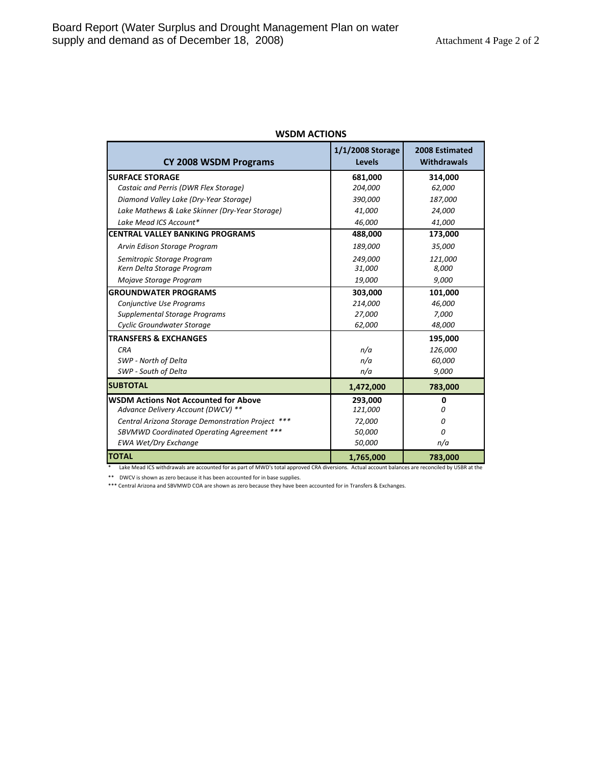# Board Report (Water Surplus and Drought Management Plan on water supply and demand as of December 18, 2008)

Attachment 4 Page 2 of 2

## WSDM ACTIONS

| CY 2008 WSDM Programs | 1/1/2008 Storage Levels | 2008 Estimated Withdrawals |
|---|---|---|
| **SURFACE STORAGE** | **681,000** | **314,000** |
| *Castaic and Perris (DWR Flex Storage)* | *204,000* | *62,000* |
| *Diamond Valley Lake (Dry-Year Storage)* | *390,000* | *187,000* |
| *Lake Mathews & Lake Skinner (Dry-Year Storage)* | *41,000* | *24,000* |
| *Lake Mead ICS Account** | *46,000* | *41,000* |
| **CENTRAL VALLEY BANKING PROGRAMS** | **488,000** | **173,000** |
| *Arvin Edison Storage Program* | *189,000* | *35,000* |
| *Semitropic Storage Program* | *249,000* | *121,000* |
| *Kern Delta Storage Program* | *31,000* | *8,000* |
| *Mojave Storage Program* | *19,000* | *9,000* |
| **GROUNDWATER PROGRAMS** | **303,000** | **101,000** |
| *Conjunctive Use Programs* | *214,000* | *46,000* |
| *Supplemental Storage Programs* | *27,000* | *7,000* |
| *Cyclic Groundwater Storage* | *62,000* | *48,000* |
| **TRANSFERS & EXCHANGES** | | **195,000** |
| *CRA* | *n/a* | *126,000* |
| *SWP - North of Delta* | *n/a* | *60,000* |
| *SWP - South of Delta* | *n/a* | *9,000* |
| **SUBTOTAL** | **1,472,000** | **783,000** |
| **WSDM Actions Not Accounted for Above** | **293,000** | **0** |
| *Advance Delivery Account (DWCV) *** | *121,000* | *0* |
| *Central Arizona Storage Demonstration Project **** | *72,000* | *0* |
| *SBVMWD Coordinated Operating Agreement **** | *50,000* | *0* |
| *EWA Wet/Dry Exchange* | *50,000* | *n/a* |
| **TOTAL** | **1,765,000** | **783,000** |

\* Lake Mead ICS withdrawals are accounted for as part of MWD's total approved CRA diversions. Actual account balances are reconciled by USBR at the

** DWCV is shown as zero because it has been accounted for in base supplies.

*** Central Arizona and SBVMWD COA are shown as zero because they have been accounted for in Transfers & Exchanges.